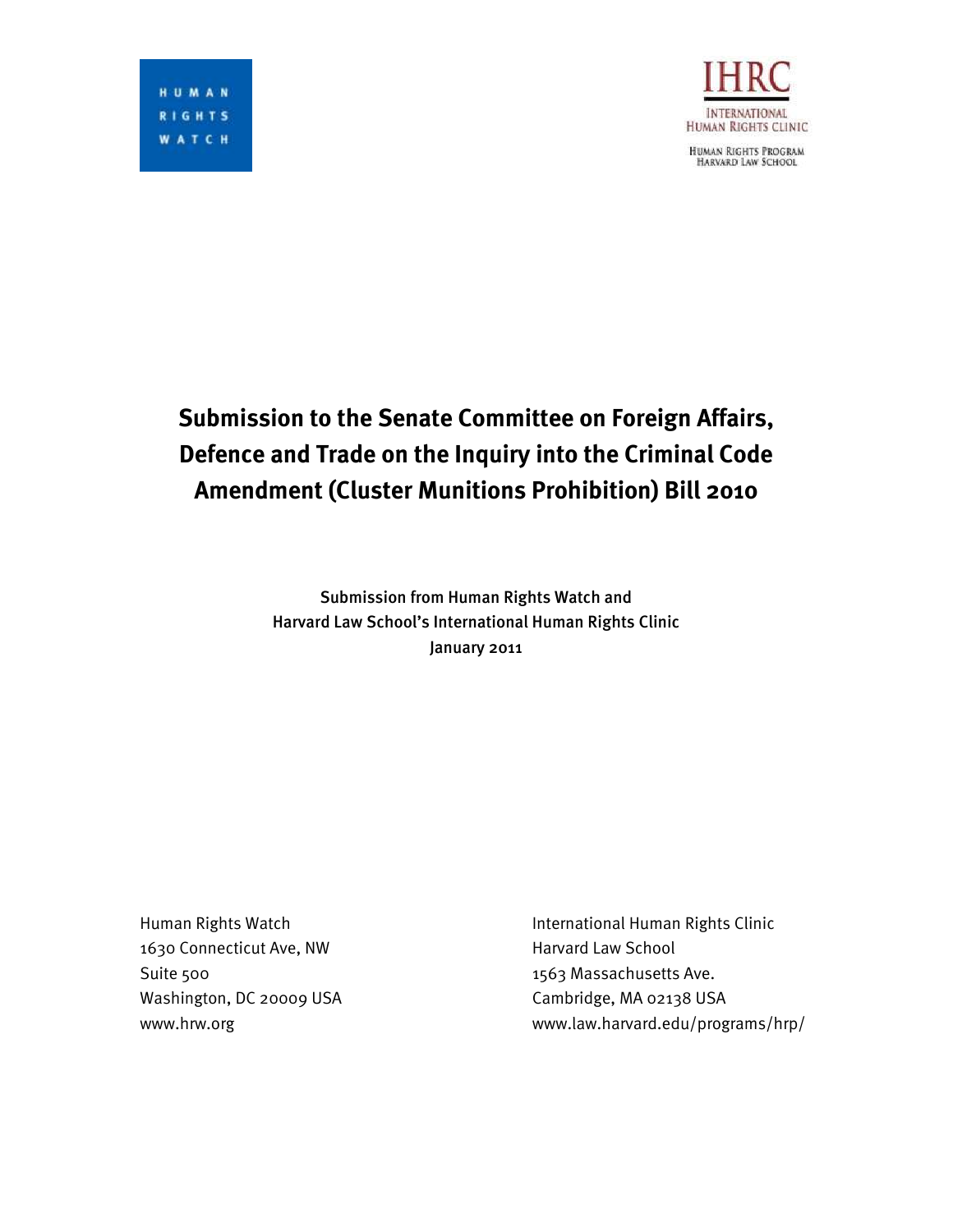HUMAN RIGHTS WATCH

IHRC
INTERNATIONAL HUMAN RIGHTS CLINIC
HUMAN RIGHTS PROGRAM
HARVARD LAW SCHOOL

# Submission to the Senate Committee on Foreign Affairs, Defence and Trade on the Inquiry into the Criminal Code Amendment (Cluster Munitions Prohibition) Bill 2010

Submission from Human Rights Watch and
Harvard Law School's International Human Rights Clinic
January 2011

Human Rights Watch
1630 Connecticut Ave, NW
Suite 500
Washington, DC 20009 USA
www.hrw.org

International Human Rights Clinic
Harvard Law School
1563 Massachusetts Ave.
Cambridge, MA 02138 USA
www.law.harvard.edu/programs/hrp/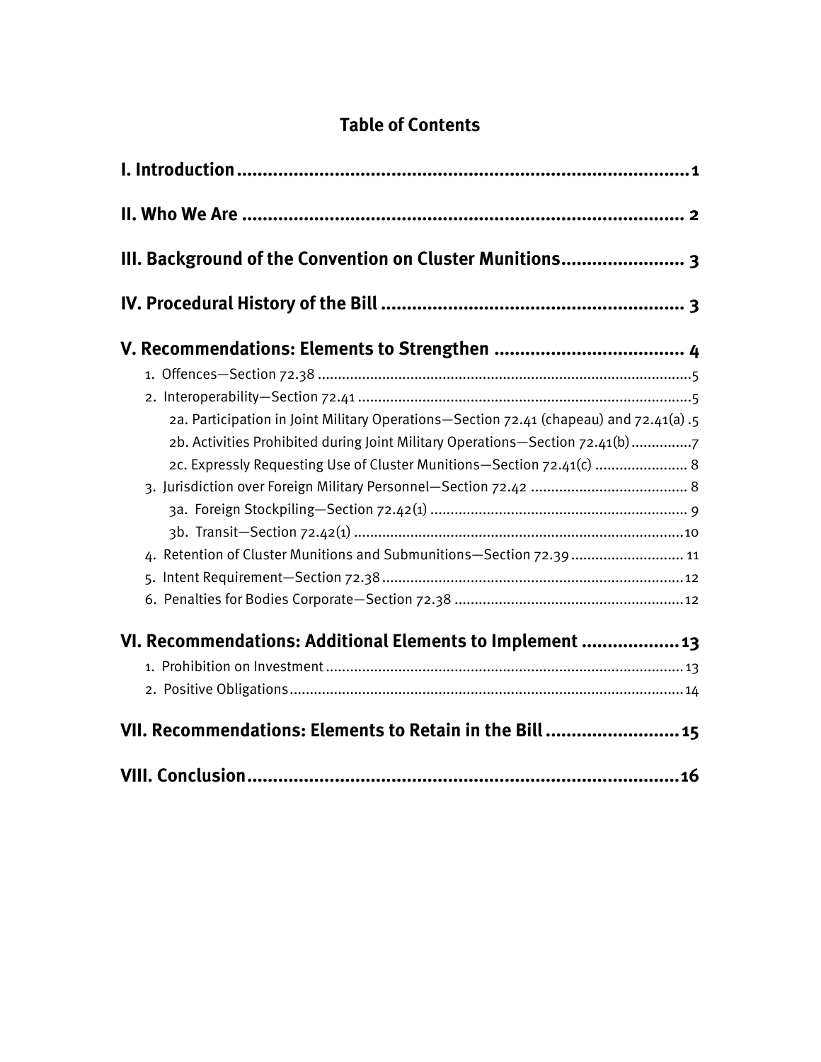# Table of Contents

**I. Introduction** ..... 1

**II. Who We Are** ..... 2

**III. Background of the Convention on Cluster Munitions** ..... 3

**IV. Procedural History of the Bill** ..... 3

**V. Recommendations: Elements to Strengthen** ..... 4

- 1. Offences—Section 72.38 ..... 5
- 2. Interoperability—Section 72.41 ..... 5
  - 2a. Participation in Joint Military Operations—Section 72.41 (chapeau) and 72.41(a) ..... 5
  - 2b. Activities Prohibited during Joint Military Operations—Section 72.41(b) ..... 7
  - 2c. Expressly Requesting Use of Cluster Munitions—Section 72.41(c) ..... 8
- 3. Jurisdiction over Foreign Military Personnel—Section 72.42 ..... 8
  - 3a. Foreign Stockpiling—Section 72.42(1) ..... 9
  - 3b. Transit—Section 72.42(1) ..... 10
- 4. Retention of Cluster Munitions and Submunitions—Section 72.39 ..... 11
- 5. Intent Requirement—Section 72.38 ..... 12
- 6. Penalties for Bodies Corporate—Section 72.38 ..... 12

**VI. Recommendations: Additional Elements to Implement** ..... 13

- 1. Prohibition on Investment ..... 13
- 2. Positive Obligations ..... 14

**VII. Recommendations: Elements to Retain in the Bill** ..... 15

**VIII. Conclusion** ..... 16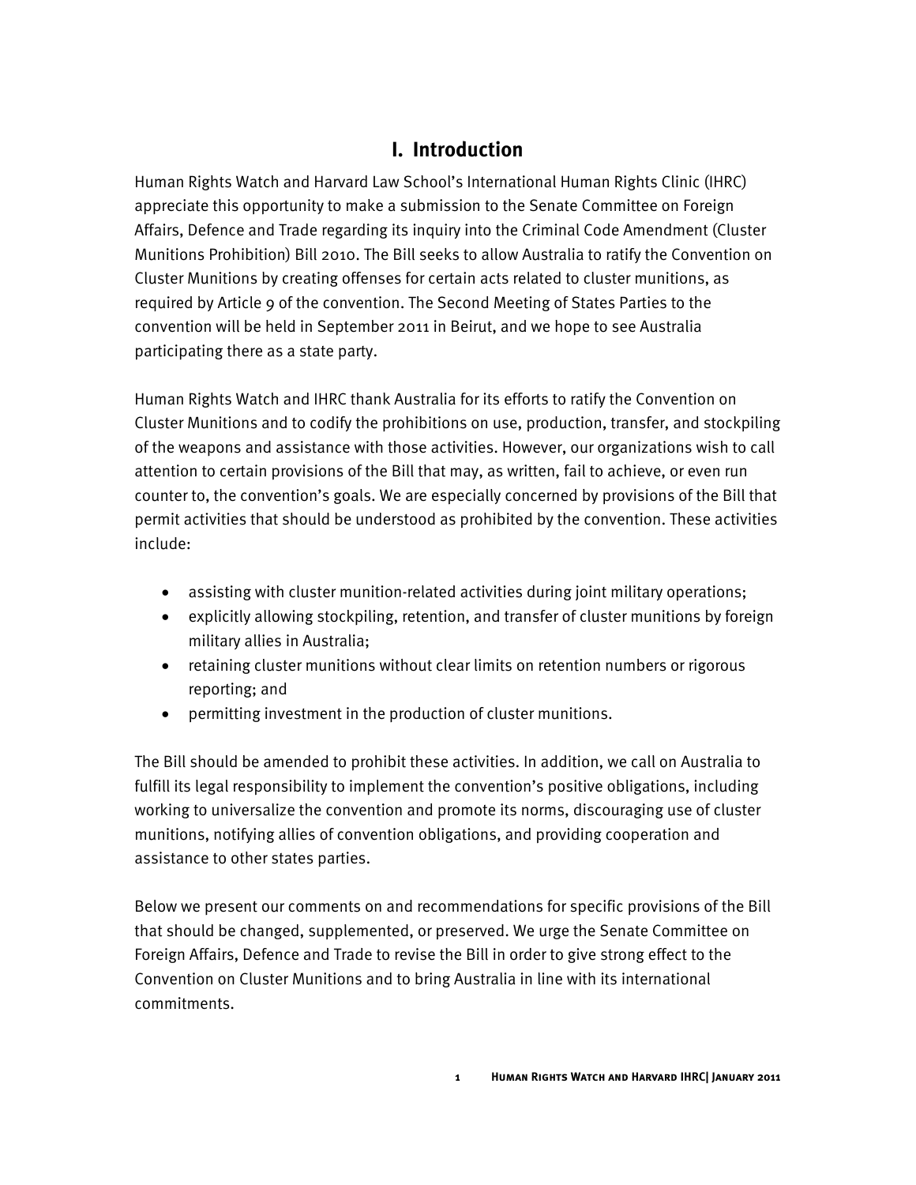# I. Introduction

Human Rights Watch and Harvard Law School's International Human Rights Clinic (IHRC) appreciate this opportunity to make a submission to the Senate Committee on Foreign Affairs, Defence and Trade regarding its inquiry into the Criminal Code Amendment (Cluster Munitions Prohibition) Bill 2010. The Bill seeks to allow Australia to ratify the Convention on Cluster Munitions by creating offenses for certain acts related to cluster munitions, as required by Article 9 of the convention. The Second Meeting of States Parties to the convention will be held in September 2011 in Beirut, and we hope to see Australia participating there as a state party.

Human Rights Watch and IHRC thank Australia for its efforts to ratify the Convention on Cluster Munitions and to codify the prohibitions on use, production, transfer, and stockpiling of the weapons and assistance with those activities. However, our organizations wish to call attention to certain provisions of the Bill that may, as written, fail to achieve, or even run counter to, the convention's goals. We are especially concerned by provisions of the Bill that permit activities that should be understood as prohibited by the convention. These activities include:

- assisting with cluster munition-related activities during joint military operations;
- explicitly allowing stockpiling, retention, and transfer of cluster munitions by foreign military allies in Australia;
- retaining cluster munitions without clear limits on retention numbers or rigorous reporting; and
- permitting investment in the production of cluster munitions.

The Bill should be amended to prohibit these activities. In addition, we call on Australia to fulfill its legal responsibility to implement the convention's positive obligations, including working to universalize the convention and promote its norms, discouraging use of cluster munitions, notifying allies of convention obligations, and providing cooperation and assistance to other states parties.

Below we present our comments on and recommendations for specific provisions of the Bill that should be changed, supplemented, or preserved. We urge the Senate Committee on Foreign Affairs, Defence and Trade to revise the Bill in order to give strong effect to the Convention on Cluster Munitions and to bring Australia in line with its international commitments.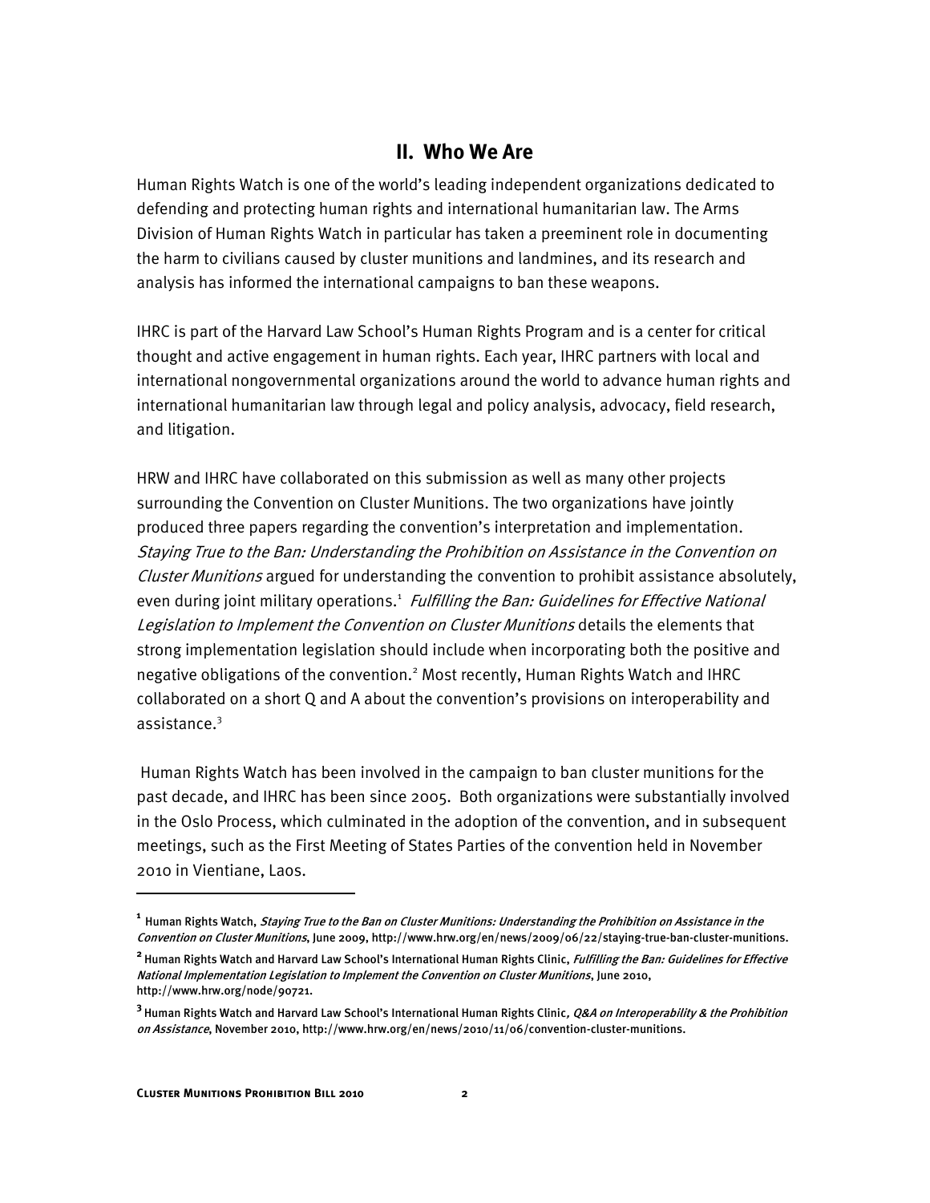## II. Who We Are

Human Rights Watch is one of the world's leading independent organizations dedicated to defending and protecting human rights and international humanitarian law. The Arms Division of Human Rights Watch in particular has taken a preeminent role in documenting the harm to civilians caused by cluster munitions and landmines, and its research and analysis has informed the international campaigns to ban these weapons.

IHRC is part of the Harvard Law School's Human Rights Program and is a center for critical thought and active engagement in human rights. Each year, IHRC partners with local and international nongovernmental organizations around the world to advance human rights and international humanitarian law through legal and policy analysis, advocacy, field research, and litigation.

HRW and IHRC have collaborated on this submission as well as many other projects surrounding the Convention on Cluster Munitions. The two organizations have jointly produced three papers regarding the convention's interpretation and implementation. *Staying True to the Ban: Understanding the Prohibition on Assistance in the Convention on Cluster Munitions* argued for understanding the convention to prohibit assistance absolutely, even during joint military operations.[1] *Fulfilling the Ban: Guidelines for Effective National Legislation to Implement the Convention on Cluster Munitions* details the elements that strong implementation legislation should include when incorporating both the positive and negative obligations of the convention.[2] Most recently, Human Rights Watch and IHRC collaborated on a short Q and A about the convention's provisions on interoperability and assistance.[3]

Human Rights Watch has been involved in the campaign to ban cluster munitions for the past decade, and IHRC has been since 2005. Both organizations were substantially involved in the Oslo Process, which culminated in the adoption of the convention, and in subsequent meetings, such as the First Meeting of States Parties of the convention held in November 2010 in Vientiane, Laos.

---

[1] Human Rights Watch, *Staying True to the Ban on Cluster Munitions: Understanding the Prohibition on Assistance in the Convention on Cluster Munitions*, June 2009, http://www.hrw.org/en/news/2009/06/22/staying-true-ban-cluster-munitions.

[2] Human Rights Watch and Harvard Law School's International Human Rights Clinic, *Fulfilling the Ban: Guidelines for Effective National Implementation Legislation to Implement the Convention on Cluster Munitions*, June 2010, http://www.hrw.org/node/90721.

[3] Human Rights Watch and Harvard Law School's International Human Rights Clinic, *Q&A on Interoperability & the Prohibition on Assistance*, November 2010, http://www.hrw.org/en/news/2010/11/06/convention-cluster-munitions.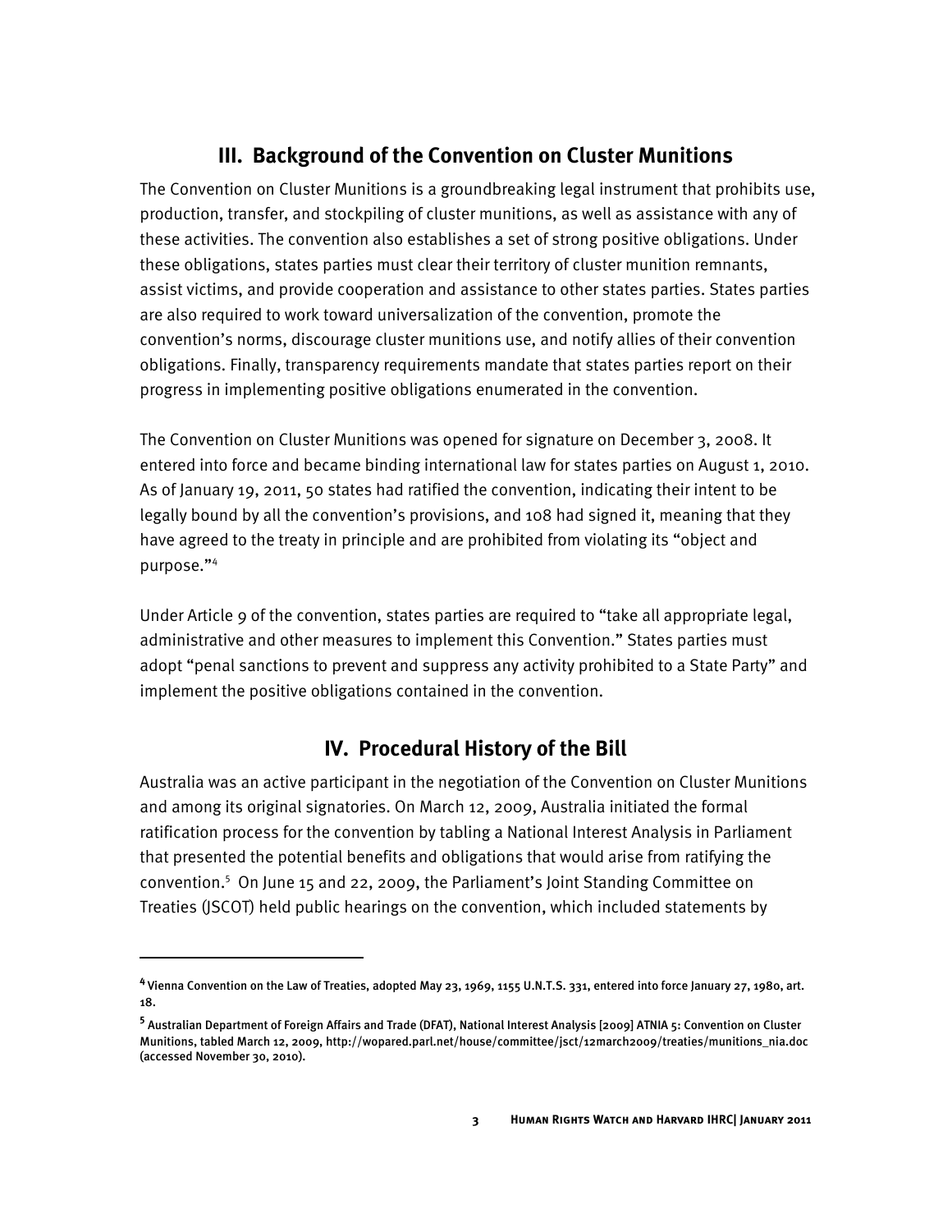## III. Background of the Convention on Cluster Munitions

The Convention on Cluster Munitions is a groundbreaking legal instrument that prohibits use, production, transfer, and stockpiling of cluster munitions, as well as assistance with any of these activities. The convention also establishes a set of strong positive obligations. Under these obligations, states parties must clear their territory of cluster munition remnants, assist victims, and provide cooperation and assistance to other states parties. States parties are also required to work toward universalization of the convention, promote the convention's norms, discourage cluster munitions use, and notify allies of their convention obligations. Finally, transparency requirements mandate that states parties report on their progress in implementing positive obligations enumerated in the convention.

The Convention on Cluster Munitions was opened for signature on December 3, 2008. It entered into force and became binding international law for states parties on August 1, 2010. As of January 19, 2011, 50 states had ratified the convention, indicating their intent to be legally bound by all the convention's provisions, and 108 had signed it, meaning that they have agreed to the treaty in principle and are prohibited from violating its "object and purpose."[4]

Under Article 9 of the convention, states parties are required to "take all appropriate legal, administrative and other measures to implement this Convention." States parties must adopt "penal sanctions to prevent and suppress any activity prohibited to a State Party" and implement the positive obligations contained in the convention.

## IV. Procedural History of the Bill

Australia was an active participant in the negotiation of the Convention on Cluster Munitions and among its original signatories. On March 12, 2009, Australia initiated the formal ratification process for the convention by tabling a National Interest Analysis in Parliament that presented the potential benefits and obligations that would arise from ratifying the convention.[5] On June 15 and 22, 2009, the Parliament's Joint Standing Committee on Treaties (JSCOT) held public hearings on the convention, which included statements by

---

[4] Vienna Convention on the Law of Treaties, adopted May 23, 1969, 1155 U.N.T.S. 331, entered into force January 27, 1980, art. 18.

[5] Australian Department of Foreign Affairs and Trade (DFAT), National Interest Analysis [2009] ATNIA 5: Convention on Cluster Munitions, tabled March 12, 2009, http://wopared.parl.net/house/committee/jsct/12march2009/treaties/munitions_nia.doc (accessed November 30, 2010).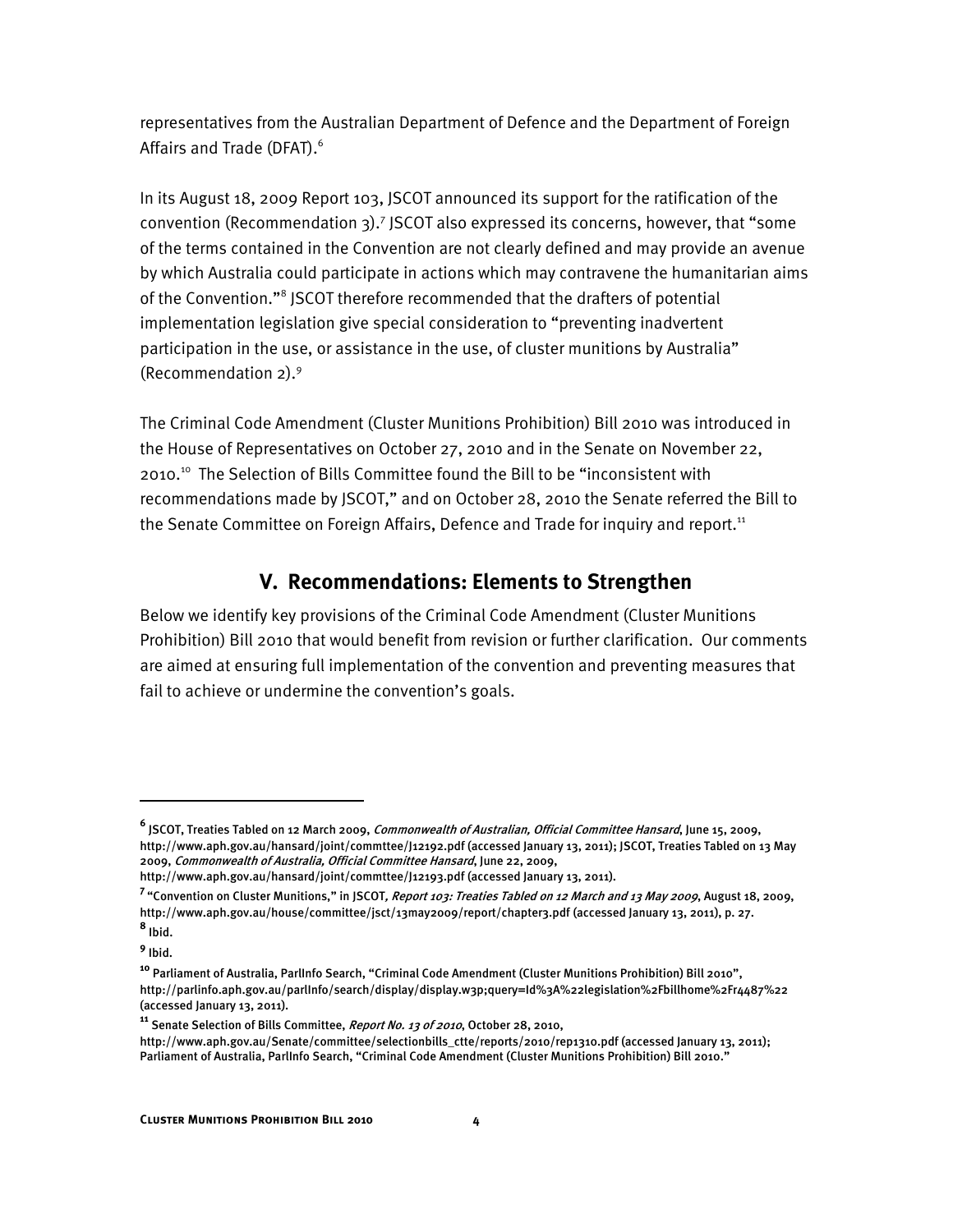representatives from the Australian Department of Defence and the Department of Foreign Affairs and Trade (DFAT).[6]

In its August 18, 2009 Report 103, JSCOT announced its support for the ratification of the convention (Recommendation 3).[7] JSCOT also expressed its concerns, however, that "some of the terms contained in the Convention are not clearly defined and may provide an avenue by which Australia could participate in actions which may contravene the humanitarian aims of the Convention."[8] JSCOT therefore recommended that the drafters of potential implementation legislation give special consideration to "preventing inadvertent participation in the use, or assistance in the use, of cluster munitions by Australia" (Recommendation 2).[9]

The Criminal Code Amendment (Cluster Munitions Prohibition) Bill 2010 was introduced in the House of Representatives on October 27, 2010 and in the Senate on November 22, 2010.[10] The Selection of Bills Committee found the Bill to be "inconsistent with recommendations made by JSCOT," and on October 28, 2010 the Senate referred the Bill to the Senate Committee on Foreign Affairs, Defence and Trade for inquiry and report.[11]

## V. Recommendations: Elements to Strengthen

Below we identify key provisions of the Criminal Code Amendment (Cluster Munitions Prohibition) Bill 2010 that would benefit from revision or further clarification. Our comments are aimed at ensuring full implementation of the convention and preventing measures that fail to achieve or undermine the convention's goals.

---

[6] JSCOT, Treaties Tabled on 12 March 2009, *Commonwealth of Australian, Official Committee Hansard*, June 15, 2009, http://www.aph.gov.au/hansard/joint/commttee/J12192.pdf (accessed January 13, 2011); JSCOT, Treaties Tabled on 13 May 2009, *Commonwealth of Australia, Official Committee Hansard*, June 22, 2009, http://www.aph.gov.au/hansard/joint/commttee/J12193.pdf (accessed January 13, 2011).

[7] "Convention on Cluster Munitions," in JSCOT, *Report 103: Treaties Tabled on 12 March and 13 May 2009*, August 18, 2009, http://www.aph.gov.au/house/committee/jsct/13may2009/report/chapter3.pdf (accessed January 13, 2011), p. 27.

[8] Ibid.

[9] Ibid.

[10] Parliament of Australia, ParlInfo Search, "Criminal Code Amendment (Cluster Munitions Prohibition) Bill 2010", http://parlinfo.aph.gov.au/parlInfo/search/display/display.w3p;query=Id%3A%22legislation%2Fbillhome%2Fr4487%22 (accessed January 13, 2011).

[11] Senate Selection of Bills Committee, *Report No. 13 of 2010*, October 28, 2010, http://www.aph.gov.au/Senate/committee/selectionbills_ctte/reports/2010/rep1310.pdf (accessed January 13, 2011); Parliament of Australia, ParlInfo Search, "Criminal Code Amendment (Cluster Munitions Prohibition) Bill 2010."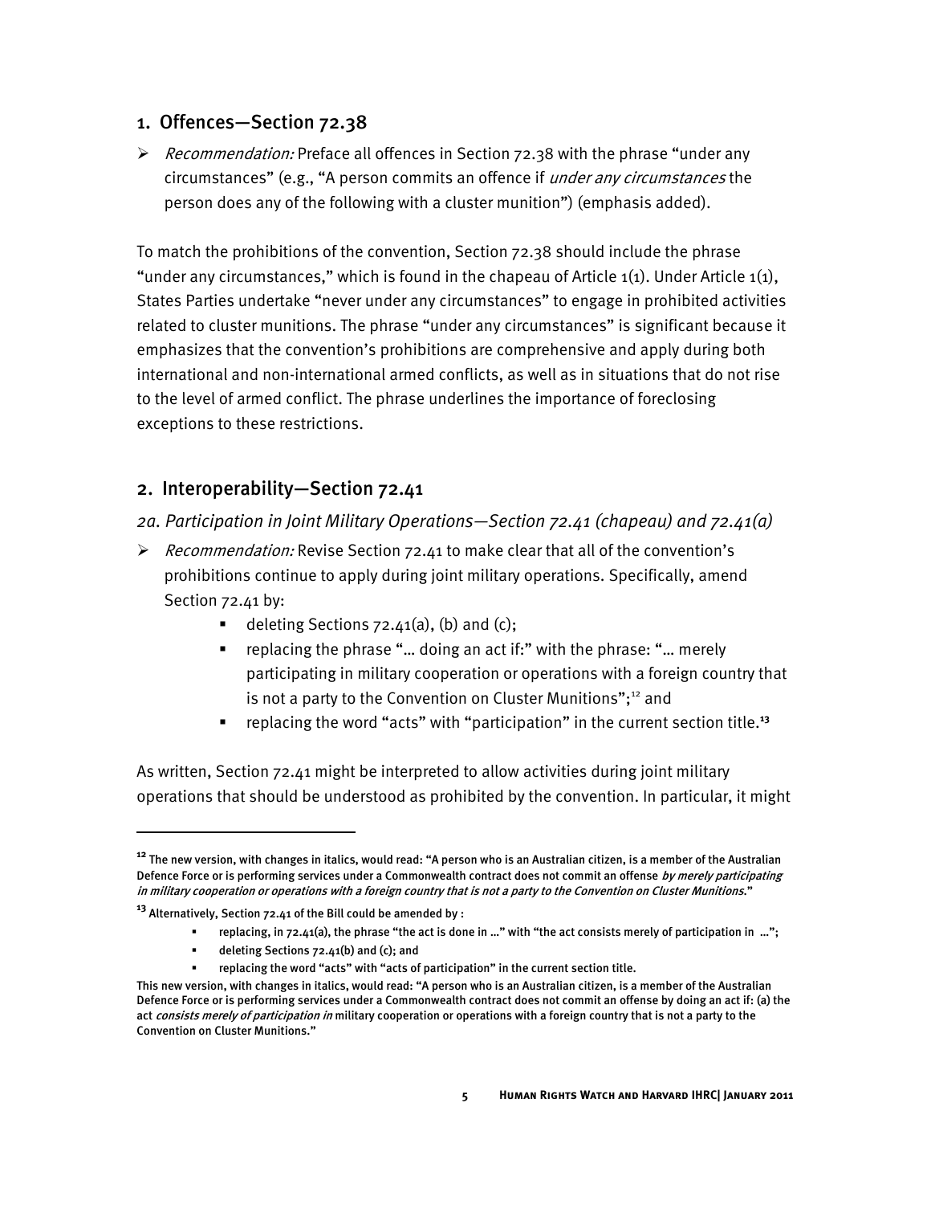## 1. Offences—Section 72.38

- *Recommendation:* Preface all offences in Section 72.38 with the phrase "under any circumstances" (e.g., "A person commits an offence if *under any circumstances* the person does any of the following with a cluster munition") (emphasis added).

To match the prohibitions of the convention, Section 72.38 should include the phrase "under any circumstances," which is found in the chapeau of Article 1(1). Under Article 1(1), States Parties undertake "never under any circumstances" to engage in prohibited activities related to cluster munitions. The phrase "under any circumstances" is significant because it emphasizes that the convention's prohibitions are comprehensive and apply during both international and non-international armed conflicts, as well as in situations that do not rise to the level of armed conflict. The phrase underlines the importance of foreclosing exceptions to these restrictions.

## 2. Interoperability—Section 72.41

### *2a. Participation in Joint Military Operations—Section 72.41 (chapeau) and 72.41(a)*

- *Recommendation:* Revise Section 72.41 to make clear that all of the convention's prohibitions continue to apply during joint military operations. Specifically, amend Section 72.41 by:
  - deleting Sections 72.41(a), (b) and (c);
  - replacing the phrase "… doing an act if:" with the phrase: "… merely participating in military cooperation or operations with a foreign country that is not a party to the Convention on Cluster Munitions";[12] and
  - replacing the word "acts" with "participation" in the current section title.[13]

As written, Section 72.41 might be interpreted to allow activities during joint military operations that should be understood as prohibited by the convention. In particular, it might

---

[12] The new version, with changes in italics, would read: "A person who is an Australian citizen, is a member of the Australian Defence Force or is performing services under a Commonwealth contract does not commit an offense *by merely participating in military cooperation or operations with a foreign country that is not a party to the Convention on Cluster Munitions*."

[13] Alternatively, Section 72.41 of the Bill could be amended by :

- replacing, in 72.41(a), the phrase "the act is done in …" with "the act consists merely of participation in …";
- deleting Sections 72.41(b) and (c); and
- replacing the word "acts" with "acts of participation" in the current section title.

This new version, with changes in italics, would read: "A person who is an Australian citizen, is a member of the Australian Defence Force or is performing services under a Commonwealth contract does not commit an offense by doing an act if: (a) the act *consists merely of participation in* military cooperation or operations with a foreign country that is not a party to the Convention on Cluster Munitions."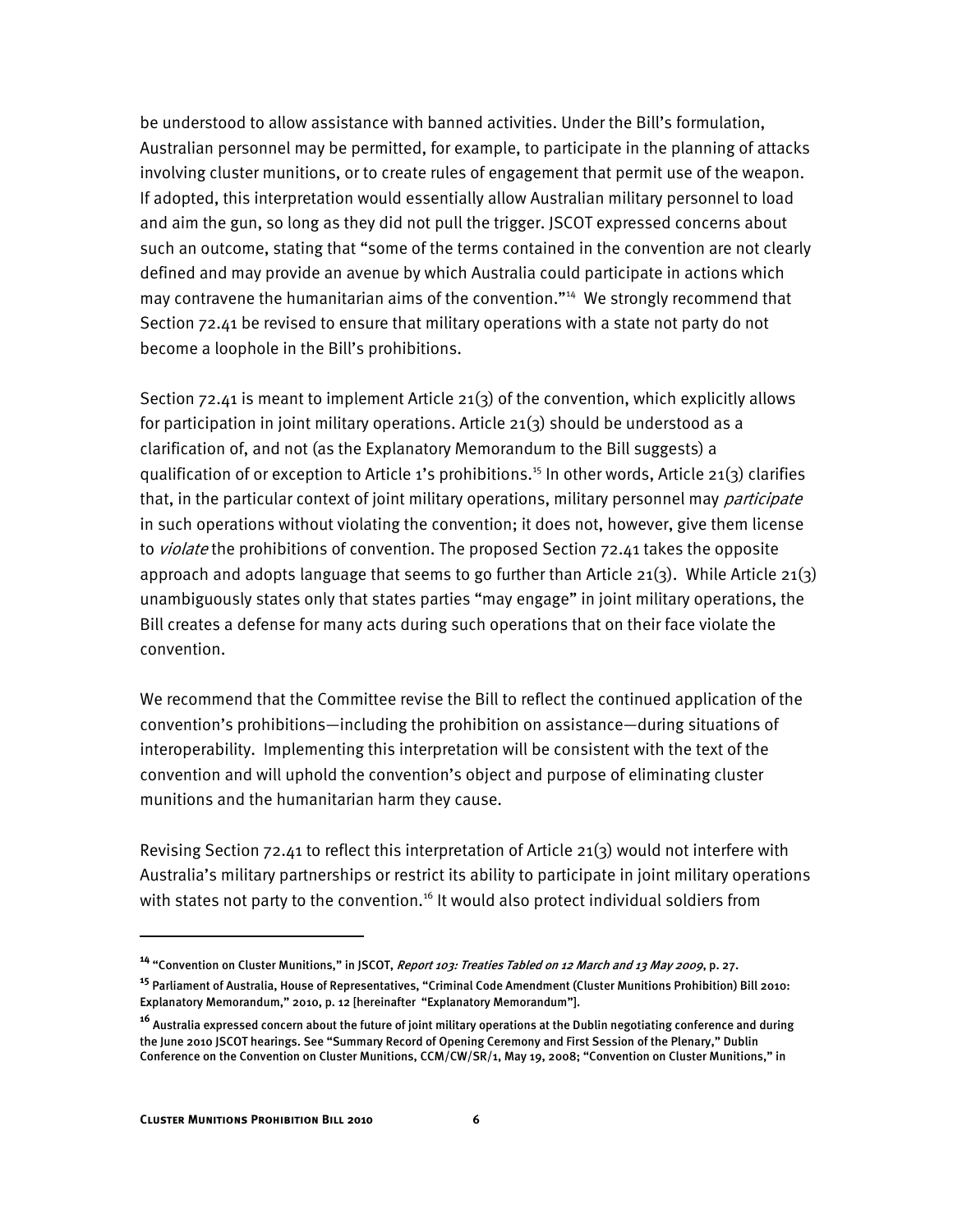be understood to allow assistance with banned activities. Under the Bill's formulation, Australian personnel may be permitted, for example, to participate in the planning of attacks involving cluster munitions, or to create rules of engagement that permit use of the weapon. If adopted, this interpretation would essentially allow Australian military personnel to load and aim the gun, so long as they did not pull the trigger. JSCOT expressed concerns about such an outcome, stating that "some of the terms contained in the convention are not clearly defined and may provide an avenue by which Australia could participate in actions which may contravene the humanitarian aims of the convention."[14] We strongly recommend that Section 72.41 be revised to ensure that military operations with a state not party do not become a loophole in the Bill's prohibitions.

Section 72.41 is meant to implement Article 21(3) of the convention, which explicitly allows for participation in joint military operations. Article 21(3) should be understood as a clarification of, and not (as the Explanatory Memorandum to the Bill suggests) a qualification of or exception to Article 1's prohibitions.[15] In other words, Article 21(3) clarifies that, in the particular context of joint military operations, military personnel may *participate* in such operations without violating the convention; it does not, however, give them license to *violate* the prohibitions of convention. The proposed Section 72.41 takes the opposite approach and adopts language that seems to go further than Article 21(3). While Article 21(3) unambiguously states only that states parties "may engage" in joint military operations, the Bill creates a defense for many acts during such operations that on their face violate the convention.

We recommend that the Committee revise the Bill to reflect the continued application of the convention's prohibitions—including the prohibition on assistance—during situations of interoperability. Implementing this interpretation will be consistent with the text of the convention and will uphold the convention's object and purpose of eliminating cluster munitions and the humanitarian harm they cause.

Revising Section 72.41 to reflect this interpretation of Article 21(3) would not interfere with Australia's military partnerships or restrict its ability to participate in joint military operations with states not party to the convention.[16] It would also protect individual soldiers from

---

[14] "Convention on Cluster Munitions," in JSCOT, *Report 103: Treaties Tabled on 12 March and 13 May 2009*, p. 27.

[15] Parliament of Australia, House of Representatives, "Criminal Code Amendment (Cluster Munitions Prohibition) Bill 2010: Explanatory Memorandum," 2010, p. 12 [hereinafter "Explanatory Memorandum"].

[16] Australia expressed concern about the future of joint military operations at the Dublin negotiating conference and during the June 2010 JSCOT hearings. See "Summary Record of Opening Ceremony and First Session of the Plenary," Dublin Conference on the Convention on Cluster Munitions, CCM/CW/SR/1, May 19, 2008; "Convention on Cluster Munitions," in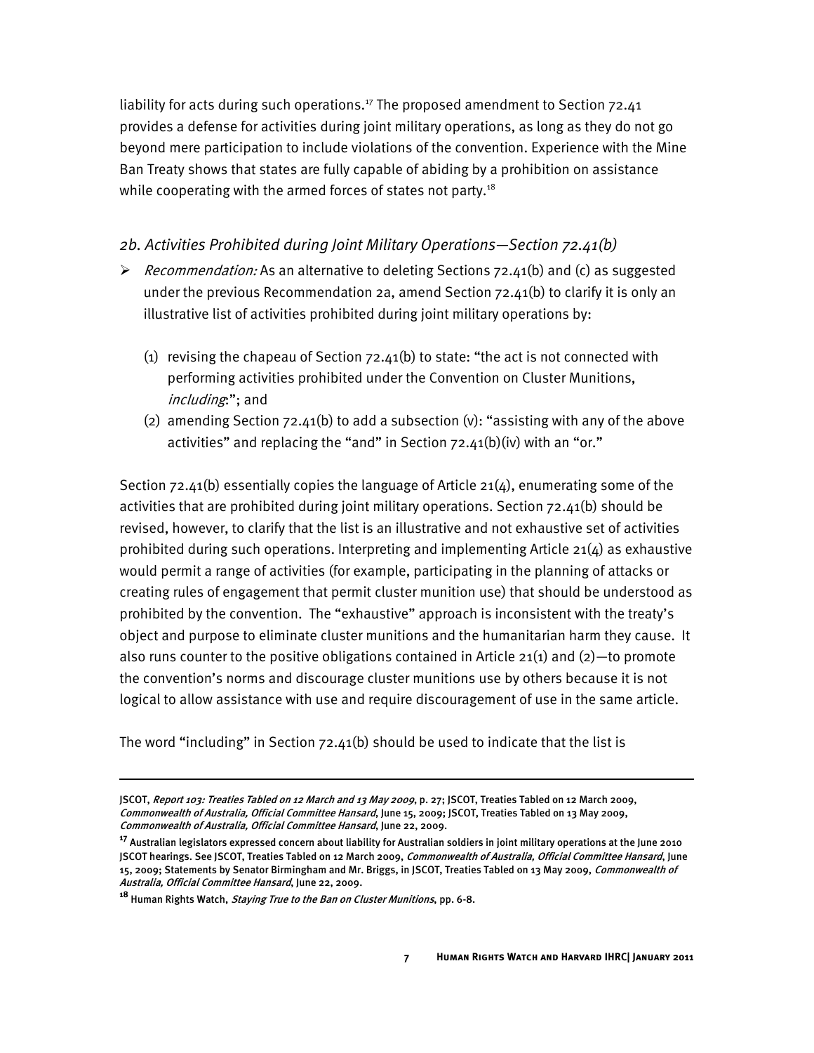liability for acts during such operations.[17] The proposed amendment to Section 72.41 provides a defense for activities during joint military operations, as long as they do not go beyond mere participation to include violations of the convention. Experience with the Mine Ban Treaty shows that states are fully capable of abiding by a prohibition on assistance while cooperating with the armed forces of states not party.[18]

### *2b. Activities Prohibited during Joint Military Operations—Section 72.41(b)*

- *Recommendation:* As an alternative to deleting Sections 72.41(b) and (c) as suggested under the previous Recommendation 2a, amend Section 72.41(b) to clarify it is only an illustrative list of activities prohibited during joint military operations by:

  (1) revising the chapeau of Section 72.41(b) to state: "the act is not connected with performing activities prohibited under the Convention on Cluster Munitions, *including*:"; and

  (2) amending Section 72.41(b) to add a subsection (v): "assisting with any of the above activities" and replacing the "and" in Section 72.41(b)(iv) with an "or."

Section 72.41(b) essentially copies the language of Article 21(4), enumerating some of the activities that are prohibited during joint military operations. Section 72.41(b) should be revised, however, to clarify that the list is an illustrative and not exhaustive set of activities prohibited during such operations. Interpreting and implementing Article 21(4) as exhaustive would permit a range of activities (for example, participating in the planning of attacks or creating rules of engagement that permit cluster munition use) that should be understood as prohibited by the convention. The "exhaustive" approach is inconsistent with the treaty's object and purpose to eliminate cluster munitions and the humanitarian harm they cause. It also runs counter to the positive obligations contained in Article 21(1) and (2)—to promote the convention's norms and discourage cluster munitions use by others because it is not logical to allow assistance with use and require discouragement of use in the same article.

The word "including" in Section 72.41(b) should be used to indicate that the list is

---

JSCOT, *Report 103: Treaties Tabled on 12 March and 13 May 2009*, p. 27; JSCOT, Treaties Tabled on 12 March 2009, *Commonwealth of Australia, Official Committee Hansard*, June 15, 2009; JSCOT, Treaties Tabled on 13 May 2009, *Commonwealth of Australia, Official Committee Hansard*, June 22, 2009.

[17] Australian legislators expressed concern about liability for Australian soldiers in joint military operations at the June 2010 JSCOT hearings. See JSCOT, Treaties Tabled on 12 March 2009, *Commonwealth of Australia, Official Committee Hansard*, June 15, 2009; Statements by Senator Birmingham and Mr. Briggs, in JSCOT, Treaties Tabled on 13 May 2009, *Commonwealth of Australia, Official Committee Hansard*, June 22, 2009.

[18] Human Rights Watch, *Staying True to the Ban on Cluster Munitions*, pp. 6-8.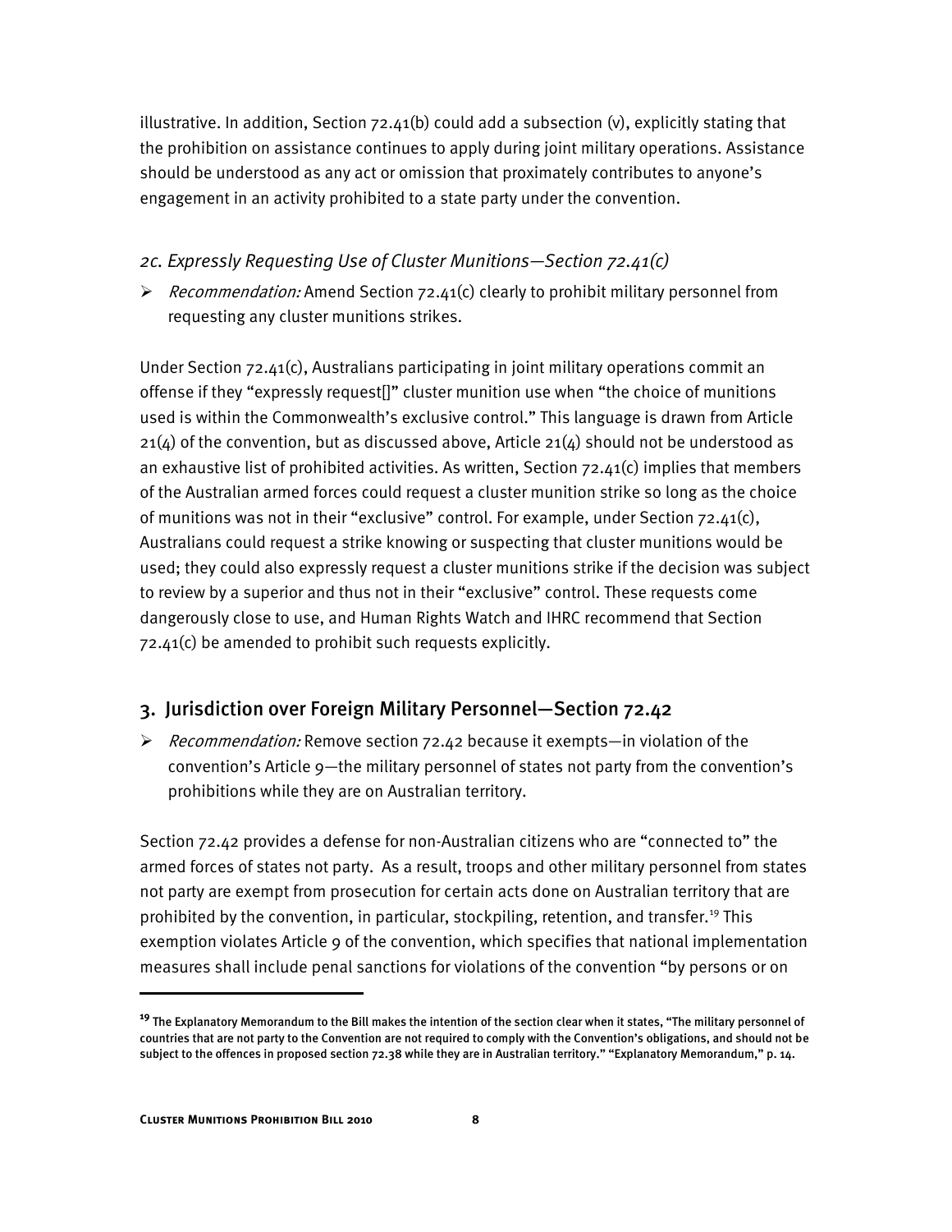illustrative. In addition, Section 72.41(b) could add a subsection (v), explicitly stating that the prohibition on assistance continues to apply during joint military operations. Assistance should be understood as any act or omission that proximately contributes to anyone's engagement in an activity prohibited to a state party under the convention.

### *2c. Expressly Requesting Use of Cluster Munitions—Section 72.41(c)*

- *Recommendation:* Amend Section 72.41(c) clearly to prohibit military personnel from requesting any cluster munitions strikes.

Under Section 72.41(c), Australians participating in joint military operations commit an offense if they "expressly request[]" cluster munition use when "the choice of munitions used is within the Commonwealth's exclusive control." This language is drawn from Article 21(4) of the convention, but as discussed above, Article 21(4) should not be understood as an exhaustive list of prohibited activities. As written, Section 72.41(c) implies that members of the Australian armed forces could request a cluster munition strike so long as the choice of munitions was not in their "exclusive" control. For example, under Section 72.41(c), Australians could request a strike knowing or suspecting that cluster munitions would be used; they could also expressly request a cluster munitions strike if the decision was subject to review by a superior and thus not in their "exclusive" control. These requests come dangerously close to use, and Human Rights Watch and IHRC recommend that Section 72.41(c) be amended to prohibit such requests explicitly.

## 3. Jurisdiction over Foreign Military Personnel—Section 72.42

- *Recommendation:* Remove section 72.42 because it exempts—in violation of the convention's Article 9—the military personnel of states not party from the convention's prohibitions while they are on Australian territory.

Section 72.42 provides a defense for non-Australian citizens who are "connected to" the armed forces of states not party. As a result, troops and other military personnel from states not party are exempt from prosecution for certain acts done on Australian territory that are prohibited by the convention, in particular, stockpiling, retention, and transfer.[19] This exemption violates Article 9 of the convention, which specifies that national implementation measures shall include penal sanctions for violations of the convention "by persons or on

---

[19] The Explanatory Memorandum to the Bill makes the intention of the section clear when it states, "The military personnel of countries that are not party to the Convention are not required to comply with the Convention's obligations, and should not be subject to the offences in proposed section 72.38 while they are in Australian territory." "Explanatory Memorandum," p. 14.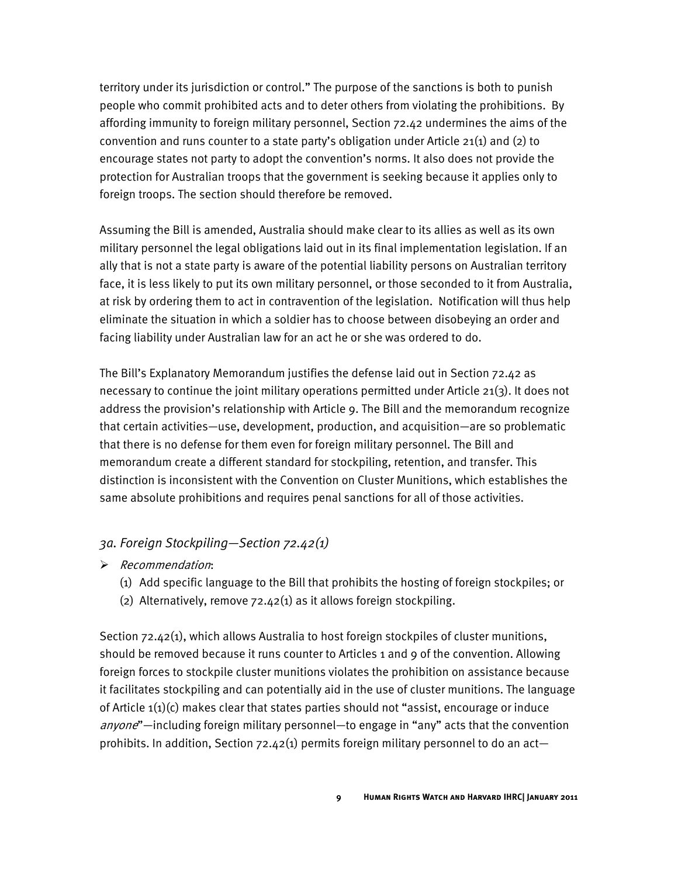territory under its jurisdiction or control." The purpose of the sanctions is both to punish people who commit prohibited acts and to deter others from violating the prohibitions. By affording immunity to foreign military personnel, Section 72.42 undermines the aims of the convention and runs counter to a state party's obligation under Article 21(1) and (2) to encourage states not party to adopt the convention's norms. It also does not provide the protection for Australian troops that the government is seeking because it applies only to foreign troops. The section should therefore be removed.

Assuming the Bill is amended, Australia should make clear to its allies as well as its own military personnel the legal obligations laid out in its final implementation legislation. If an ally that is not a state party is aware of the potential liability persons on Australian territory face, it is less likely to put its own military personnel, or those seconded to it from Australia, at risk by ordering them to act in contravention of the legislation. Notification will thus help eliminate the situation in which a soldier has to choose between disobeying an order and facing liability under Australian law for an act he or she was ordered to do.

The Bill's Explanatory Memorandum justifies the defense laid out in Section 72.42 as necessary to continue the joint military operations permitted under Article 21(3). It does not address the provision's relationship with Article 9. The Bill and the memorandum recognize that certain activities—use, development, production, and acquisition—are so problematic that there is no defense for them even for foreign military personnel. The Bill and memorandum create a different standard for stockpiling, retention, and transfer. This distinction is inconsistent with the Convention on Cluster Munitions, which establishes the same absolute prohibitions and requires penal sanctions for all of those activities.

### *3a. Foreign Stockpiling—Section 72.42(1)*

- *Recommendation*:
  (1) Add specific language to the Bill that prohibits the hosting of foreign stockpiles; or
  (2) Alternatively, remove 72.42(1) as it allows foreign stockpiling.

Section 72.42(1), which allows Australia to host foreign stockpiles of cluster munitions, should be removed because it runs counter to Articles 1 and 9 of the convention. Allowing foreign forces to stockpile cluster munitions violates the prohibition on assistance because it facilitates stockpiling and can potentially aid in the use of cluster munitions. The language of Article 1(1)(c) makes clear that states parties should not "assist, encourage or induce *anyone*"—including foreign military personnel—to engage in "any" acts that the convention prohibits. In addition, Section 72.42(1) permits foreign military personnel to do an act—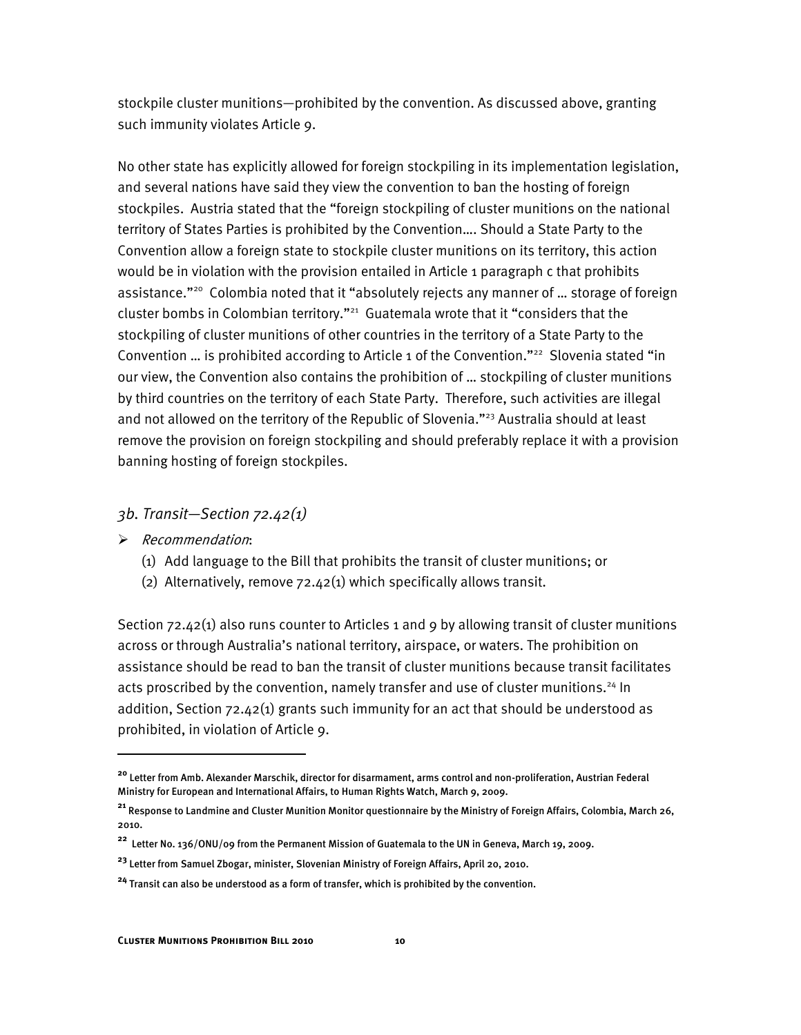stockpile cluster munitions—prohibited by the convention. As discussed above, granting such immunity violates Article 9.

No other state has explicitly allowed for foreign stockpiling in its implementation legislation, and several nations have said they view the convention to ban the hosting of foreign stockpiles. Austria stated that the "foreign stockpiling of cluster munitions on the national territory of States Parties is prohibited by the Convention…. Should a State Party to the Convention allow a foreign state to stockpile cluster munitions on its territory, this action would be in violation with the provision entailed in Article 1 paragraph c that prohibits assistance."[20] Colombia noted that it "absolutely rejects any manner of … storage of foreign cluster bombs in Colombian territory."[21] Guatemala wrote that it "considers that the stockpiling of cluster munitions of other countries in the territory of a State Party to the Convention … is prohibited according to Article 1 of the Convention."[22] Slovenia stated "in our view, the Convention also contains the prohibition of … stockpiling of cluster munitions by third countries on the territory of each State Party. Therefore, such activities are illegal and not allowed on the territory of the Republic of Slovenia."[23] Australia should at least remove the provision on foreign stockpiling and should preferably replace it with a provision banning hosting of foreign stockpiles.

### *3b. Transit—Section 72.42(1)*

- *Recommendation*:
  1. Add language to the Bill that prohibits the transit of cluster munitions; or
  2. Alternatively, remove 72.42(1) which specifically allows transit.

Section 72.42(1) also runs counter to Articles 1 and 9 by allowing transit of cluster munitions across or through Australia's national territory, airspace, or waters. The prohibition on assistance should be read to ban the transit of cluster munitions because transit facilitates acts proscribed by the convention, namely transfer and use of cluster munitions.[24] In addition, Section 72.42(1) grants such immunity for an act that should be understood as prohibited, in violation of Article 9.

---

[20] Letter from Amb. Alexander Marschik, director for disarmament, arms control and non-proliferation, Austrian Federal Ministry for European and International Affairs, to Human Rights Watch, March 9, 2009.

[21] Response to Landmine and Cluster Munition Monitor questionnaire by the Ministry of Foreign Affairs, Colombia, March 26, 2010.

[22] Letter No. 136/ONU/09 from the Permanent Mission of Guatemala to the UN in Geneva, March 19, 2009.

[23] Letter from Samuel Zbogar, minister, Slovenian Ministry of Foreign Affairs, April 20, 2010.

[24] Transit can also be understood as a form of transfer, which is prohibited by the convention.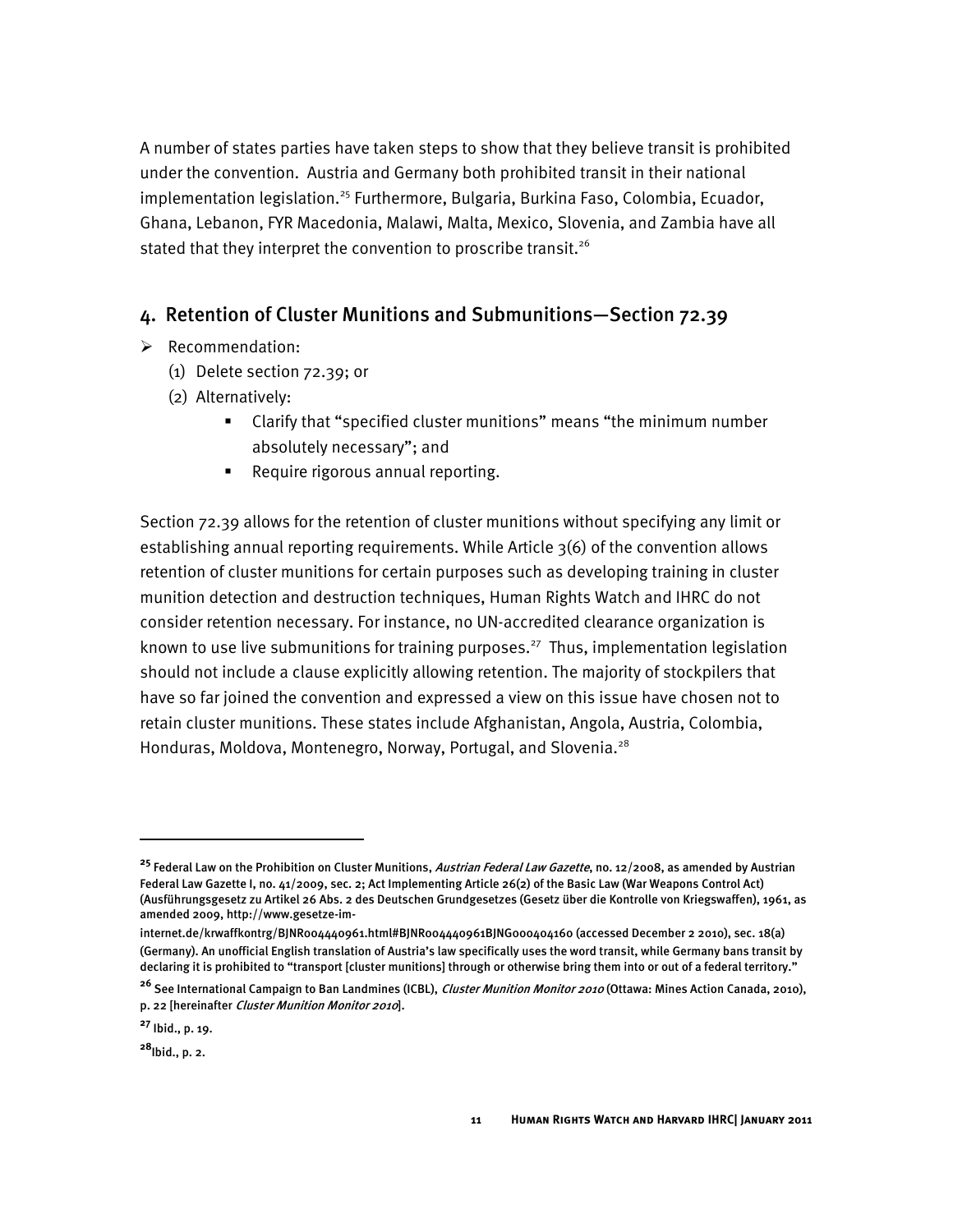A number of states parties have taken steps to show that they believe transit is prohibited under the convention. Austria and Germany both prohibited transit in their national implementation legislation.[25] Furthermore, Bulgaria, Burkina Faso, Colombia, Ecuador, Ghana, Lebanon, FYR Macedonia, Malawi, Malta, Mexico, Slovenia, and Zambia have all stated that they interpret the convention to proscribe transit.[26]

## 4. Retention of Cluster Munitions and Submunitions—Section 72.39

- Recommendation:
  - (1) Delete section 72.39; or
  - (2) Alternatively:
    - Clarify that "specified cluster munitions" means "the minimum number absolutely necessary"; and
    - Require rigorous annual reporting.

Section 72.39 allows for the retention of cluster munitions without specifying any limit or establishing annual reporting requirements. While Article 3(6) of the convention allows retention of cluster munitions for certain purposes such as developing training in cluster munition detection and destruction techniques, Human Rights Watch and IHRC do not consider retention necessary. For instance, no UN-accredited clearance organization is known to use live submunitions for training purposes.[27] Thus, implementation legislation should not include a clause explicitly allowing retention. The majority of stockpilers that have so far joined the convention and expressed a view on this issue have chosen not to retain cluster munitions. These states include Afghanistan, Angola, Austria, Colombia, Honduras, Moldova, Montenegro, Norway, Portugal, and Slovenia.[28]

---

[25] Federal Law on the Prohibition on Cluster Munitions, *Austrian Federal Law Gazette*, no. 12/2008, as amended by Austrian Federal Law Gazette I, no. 41/2009, sec. 2; Act Implementing Article 26(2) of the Basic Law (War Weapons Control Act) (Ausführungsgesetz zu Artikel 26 Abs. 2 des Deutschen Grundgesetzes (Gesetz über die Kontrolle von Kriegswaffen), 1961, as amended 2009, http://www.gesetze-im-internet.de/krwaffkontrg/BJNR004440961.html#BJNR004440961BJNG000404160 (accessed December 2 2010), sec. 18(a) (Germany). An unofficial English translation of Austria's law specifically uses the word transit, while Germany bans transit by declaring it is prohibited to "transport [cluster munitions] through or otherwise bring them into or out of a federal territory."

[26] See International Campaign to Ban Landmines (ICBL), *Cluster Munition Monitor 2010* (Ottawa: Mines Action Canada, 2010), p. 22 [hereinafter *Cluster Munition Monitor 2010*].

[27] Ibid., p. 19.

[28] Ibid., p. 2.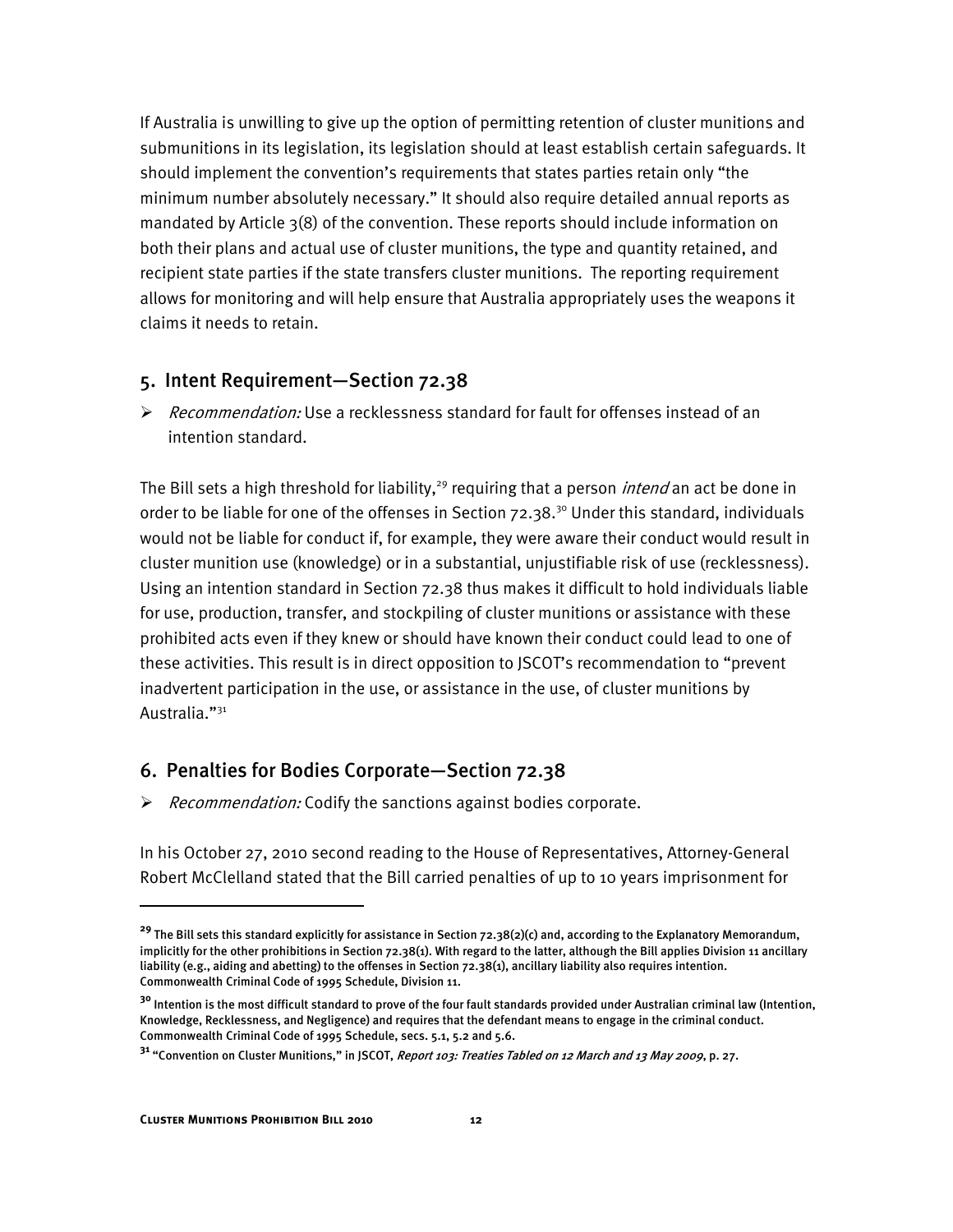If Australia is unwilling to give up the option of permitting retention of cluster munitions and submunitions in its legislation, its legislation should at least establish certain safeguards. It should implement the convention's requirements that states parties retain only "the minimum number absolutely necessary." It should also require detailed annual reports as mandated by Article 3(8) of the convention. These reports should include information on both their plans and actual use of cluster munitions, the type and quantity retained, and recipient state parties if the state transfers cluster munitions. The reporting requirement allows for monitoring and will help ensure that Australia appropriately uses the weapons it claims it needs to retain.

## 5. Intent Requirement—Section 72.38

- *Recommendation:* Use a recklessness standard for fault for offenses instead of an intention standard.

The Bill sets a high threshold for liability,[29] requiring that a person *intend* an act be done in order to be liable for one of the offenses in Section 72.38.[30] Under this standard, individuals would not be liable for conduct if, for example, they were aware their conduct would result in cluster munition use (knowledge) or in a substantial, unjustifiable risk of use (recklessness). Using an intention standard in Section 72.38 thus makes it difficult to hold individuals liable for use, production, transfer, and stockpiling of cluster munitions or assistance with these prohibited acts even if they knew or should have known their conduct could lead to one of these activities. This result is in direct opposition to JSCOT's recommendation to "prevent inadvertent participation in the use, or assistance in the use, of cluster munitions by Australia."[31]

## 6. Penalties for Bodies Corporate—Section 72.38

- *Recommendation:* Codify the sanctions against bodies corporate.

In his October 27, 2010 second reading to the House of Representatives, Attorney-General Robert McClelland stated that the Bill carried penalties of up to 10 years imprisonment for

---

[29] The Bill sets this standard explicitly for assistance in Section 72.38(2)(c) and, according to the Explanatory Memorandum, implicitly for the other prohibitions in Section 72.38(1). With regard to the latter, although the Bill applies Division 11 ancillary liability (e.g., aiding and abetting) to the offenses in Section 72.38(1), ancillary liability also requires intention. Commonwealth Criminal Code of 1995 Schedule, Division 11.

[30] Intention is the most difficult standard to prove of the four fault standards provided under Australian criminal law (Intention, Knowledge, Recklessness, and Negligence) and requires that the defendant means to engage in the criminal conduct. Commonwealth Criminal Code of 1995 Schedule, secs. 5.1, 5.2 and 5.6.

[31] "Convention on Cluster Munitions," in JSCOT, *Report 103: Treaties Tabled on 12 March and 13 May 2009*, p. 27.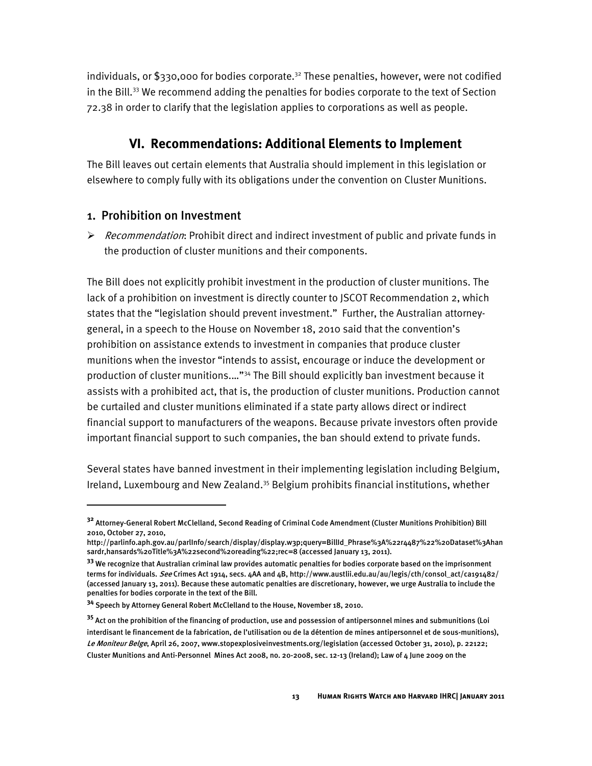individuals, or $330,000 for bodies corporate.[32] These penalties, however, were not codified in the Bill.[33] We recommend adding the penalties for bodies corporate to the text of Section 72.38 in order to clarify that the legislation applies to corporations as well as people.

## VI. Recommendations: Additional Elements to Implement

The Bill leaves out certain elements that Australia should implement in this legislation or elsewhere to comply fully with its obligations under the convention on Cluster Munitions.

### 1. Prohibition on Investment

- *Recommendation*: Prohibit direct and indirect investment of public and private funds in the production of cluster munitions and their components.

The Bill does not explicitly prohibit investment in the production of cluster munitions. The lack of a prohibition on investment is directly counter to JSCOT Recommendation 2, which states that the "legislation should prevent investment." Further, the Australian attorney-general, in a speech to the House on November 18, 2010 said that the convention's prohibition on assistance extends to investment in companies that produce cluster munitions when the investor "intends to assist, encourage or induce the development or production of cluster munitions…."[34] The Bill should explicitly ban investment because it assists with a prohibited act, that is, the production of cluster munitions. Production cannot be curtailed and cluster munitions eliminated if a state party allows direct or indirect financial support to manufacturers of the weapons. Because private investors often provide important financial support to such companies, the ban should extend to private funds.

Several states have banned investment in their implementing legislation including Belgium, Ireland, Luxembourg and New Zealand.[35] Belgium prohibits financial institutions, whether

---

[32] Attorney-General Robert McClelland, Second Reading of Criminal Code Amendment (Cluster Munitions Prohibition) Bill 2010, October 27, 2010, http://parlinfo.aph.gov.au/parlInfo/search/display/display.w3p;query=BillId_Phrase%3A%22r4487%22%20Dataset%3Ahansardr,hansards%20Title%3A%22second%20reading%22;rec=8 (accessed January 13, 2011).

[33] We recognize that Australian criminal law provides automatic penalties for bodies corporate based on the imprisonment terms for individuals. *See* Crimes Act 1914, secs. 4AA and 4B, http://www.austlii.edu.au/au/legis/cth/consol_act/ca191482/ (accessed January 13, 2011). Because these automatic penalties are discretionary, however, we urge Australia to include the penalties for bodies corporate in the text of the Bill.

[34] Speech by Attorney General Robert McClelland to the House, November 18, 2010.

[35] Act on the prohibition of the financing of production, use and possession of antipersonnel mines and submunitions (Loi interdisant le financement de la fabrication, de l'utilisation ou de la détention de mines antipersonnel et de sous-munitions), *Le Moniteur Belge*, April 26, 2007, www.stopexplosiveinvestments.org/legislation (accessed October 31, 2010), p. 22122; Cluster Munitions and Anti-Personnel Mines Act 2008, no. 20-2008, sec. 12-13 (Ireland); Law of 4 June 2009 on the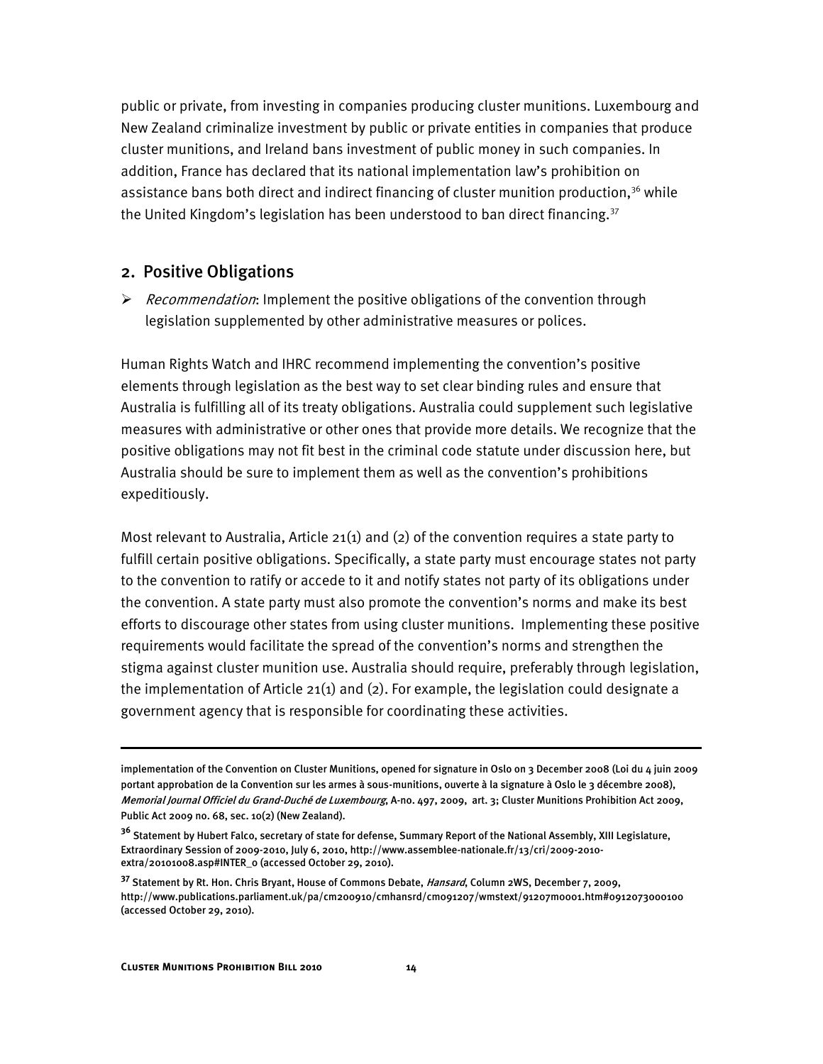public or private, from investing in companies producing cluster munitions. Luxembourg and New Zealand criminalize investment by public or private entities in companies that produce cluster munitions, and Ireland bans investment of public money in such companies. In addition, France has declared that its national implementation law's prohibition on assistance bans both direct and indirect financing of cluster munition production,[36] while the United Kingdom's legislation has been understood to ban direct financing.[37]

## 2. Positive Obligations

➢ *Recommendation*: Implement the positive obligations of the convention through legislation supplemented by other administrative measures or polices.

Human Rights Watch and IHRC recommend implementing the convention's positive elements through legislation as the best way to set clear binding rules and ensure that Australia is fulfilling all of its treaty obligations. Australia could supplement such legislative measures with administrative or other ones that provide more details. We recognize that the positive obligations may not fit best in the criminal code statute under discussion here, but Australia should be sure to implement them as well as the convention's prohibitions expeditiously.

Most relevant to Australia, Article 21(1) and (2) of the convention requires a state party to fulfill certain positive obligations. Specifically, a state party must encourage states not party to the convention to ratify or accede to it and notify states not party of its obligations under the convention. A state party must also promote the convention's norms and make its best efforts to discourage other states from using cluster munitions. Implementing these positive requirements would facilitate the spread of the convention's norms and strengthen the stigma against cluster munition use. Australia should require, preferably through legislation, the implementation of Article 21(1) and (2). For example, the legislation could designate a government agency that is responsible for coordinating these activities.

---

implementation of the Convention on Cluster Munitions, opened for signature in Oslo on 3 December 2008 (Loi du 4 juin 2009 portant approbation de la Convention sur les armes à sous-munitions, ouverte à la signature à Oslo le 3 décembre 2008), *Memorial Journal Officiel du Grand-Duché de Luxembourg*, A-no. 497, 2009, art. 3; Cluster Munitions Prohibition Act 2009, Public Act 2009 no. 68, sec. 10(2) (New Zealand).

[36] Statement by Hubert Falco, secretary of state for defense, Summary Report of the National Assembly, XIII Legislature, Extraordinary Session of 2009-2010, July 6, 2010, http://www.assemblee-nationale.fr/13/cri/2009-2010-extra/20101008.asp#INTER_0 (accessed October 29, 2010).

[37] Statement by Rt. Hon. Chris Bryant, House of Commons Debate, *Hansard*, Column 2WS, December 7, 2009, http://www.publications.parliament.uk/pa/cm200910/cmhansrd/cm091207/wmstext/91207m0001.htm#0912073000100 (accessed October 29, 2010).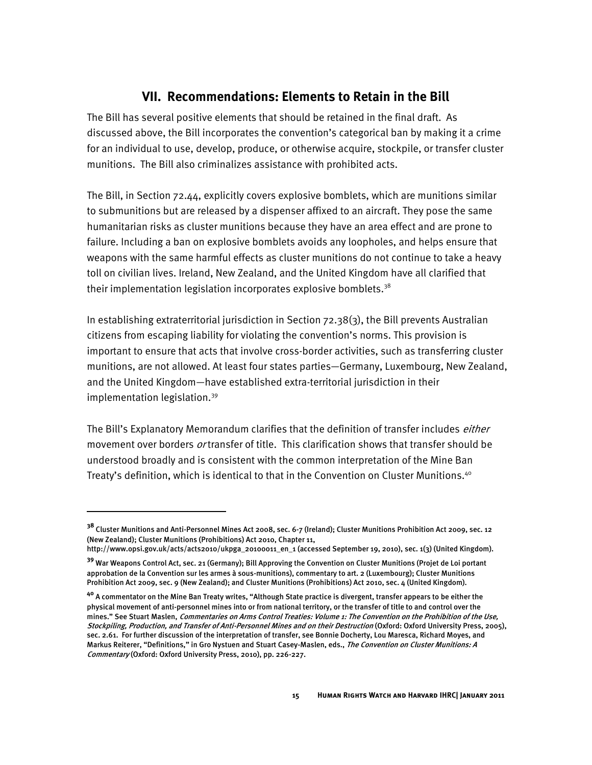## VII. Recommendations: Elements to Retain in the Bill

The Bill has several positive elements that should be retained in the final draft. As discussed above, the Bill incorporates the convention's categorical ban by making it a crime for an individual to use, develop, produce, or otherwise acquire, stockpile, or transfer cluster munitions. The Bill also criminalizes assistance with prohibited acts.

The Bill, in Section 72.44, explicitly covers explosive bomblets, which are munitions similar to submunitions but are released by a dispenser affixed to an aircraft. They pose the same humanitarian risks as cluster munitions because they have an area effect and are prone to failure. Including a ban on explosive bomblets avoids any loopholes, and helps ensure that weapons with the same harmful effects as cluster munitions do not continue to take a heavy toll on civilian lives. Ireland, New Zealand, and the United Kingdom have all clarified that their implementation legislation incorporates explosive bomblets.[38]

In establishing extraterritorial jurisdiction in Section 72.38(3), the Bill prevents Australian citizens from escaping liability for violating the convention's norms. This provision is important to ensure that acts that involve cross-border activities, such as transferring cluster munitions, are not allowed. At least four states parties—Germany, Luxembourg, New Zealand, and the United Kingdom—have established extra-territorial jurisdiction in their implementation legislation.[39]

The Bill's Explanatory Memorandum clarifies that the definition of transfer includes *either* movement over borders *or* transfer of title. This clarification shows that transfer should be understood broadly and is consistent with the common interpretation of the Mine Ban Treaty's definition, which is identical to that in the Convention on Cluster Munitions.[40]

---

[38] Cluster Munitions and Anti-Personnel Mines Act 2008, sec. 6-7 (Ireland); Cluster Munitions Prohibition Act 2009, sec. 12 (New Zealand); Cluster Munitions (Prohibitions) Act 2010, Chapter 11, http://www.opsi.gov.uk/acts/acts2010/ukpga_20100011_en_1 (accessed September 19, 2010), sec. 1(3) (United Kingdom).

[39] War Weapons Control Act, sec. 21 (Germany); Bill Approving the Convention on Cluster Munitions (Projet de Loi portant approbation de la Convention sur les armes à sous-munitions), commentary to art. 2 (Luxembourg); Cluster Munitions Prohibition Act 2009, sec. 9 (New Zealand); and Cluster Munitions (Prohibitions) Act 2010, sec. 4 (United Kingdom).

[40] A commentator on the Mine Ban Treaty writes, "Although State practice is divergent, transfer appears to be either the physical movement of anti-personnel mines into or from national territory, or the transfer of title to and control over the mines." See Stuart Maslen, *Commentaries on Arms Control Treaties: Volume 1: The Convention on the Prohibition of the Use, Stockpiling, Production, and Transfer of Anti-Personnel Mines and on their Destruction* (Oxford: Oxford University Press, 2005), sec. 2.61. For further discussion of the interpretation of transfer, see Bonnie Docherty, Lou Maresca, Richard Moyes, and Markus Reiterer, "Definitions," in Gro Nystuen and Stuart Casey-Maslen, eds., *The Convention on Cluster Munitions: A Commentary* (Oxford: Oxford University Press, 2010), pp. 226-227.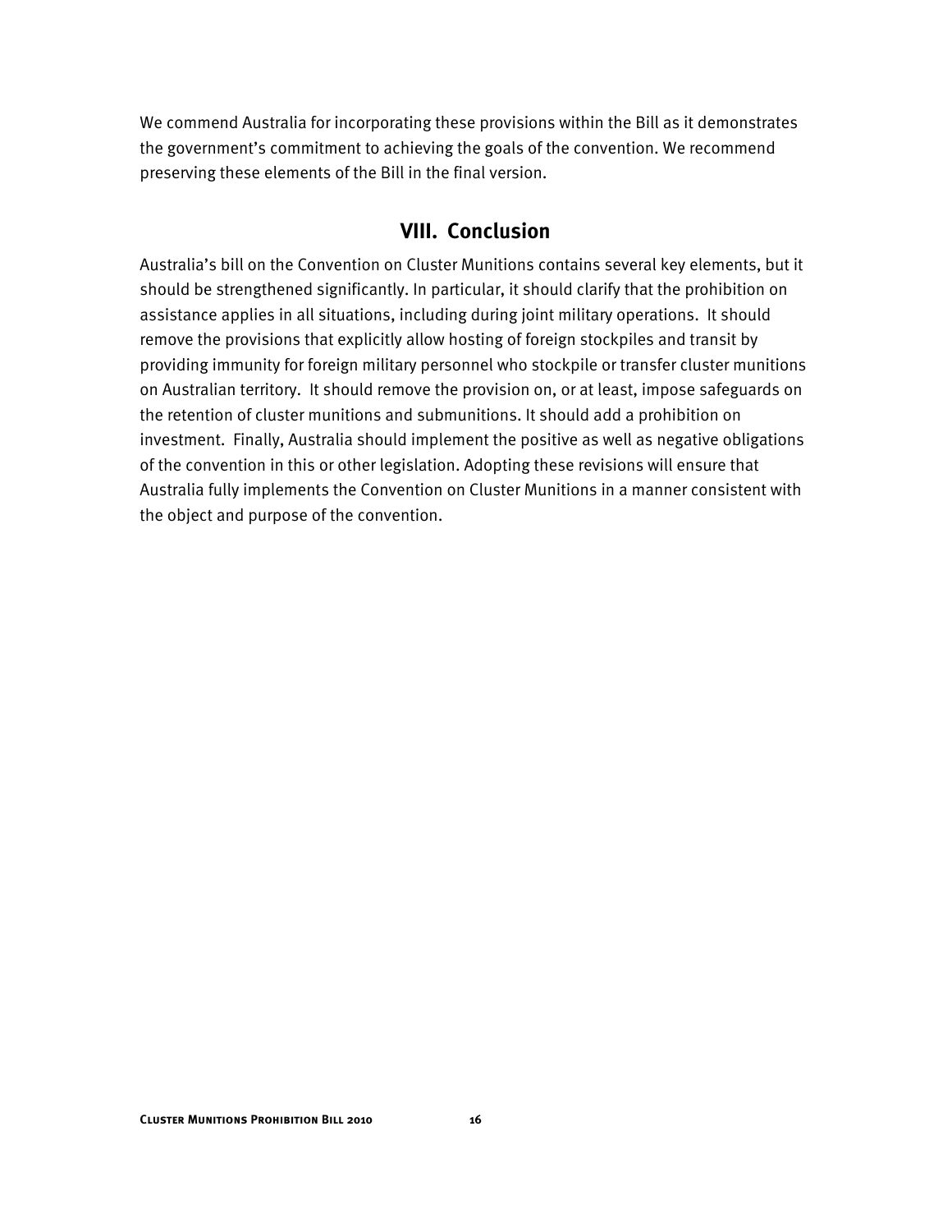We commend Australia for incorporating these provisions within the Bill as it demonstrates the government's commitment to achieving the goals of the convention. We recommend preserving these elements of the Bill in the final version.

## VIII. Conclusion

Australia's bill on the Convention on Cluster Munitions contains several key elements, but it should be strengthened significantly. In particular, it should clarify that the prohibition on assistance applies in all situations, including during joint military operations. It should remove the provisions that explicitly allow hosting of foreign stockpiles and transit by providing immunity for foreign military personnel who stockpile or transfer cluster munitions on Australian territory. It should remove the provision on, or at least, impose safeguards on the retention of cluster munitions and submunitions. It should add a prohibition on investment. Finally, Australia should implement the positive as well as negative obligations of the convention in this or other legislation. Adopting these revisions will ensure that Australia fully implements the Convention on Cluster Munitions in a manner consistent with the object and purpose of the convention.